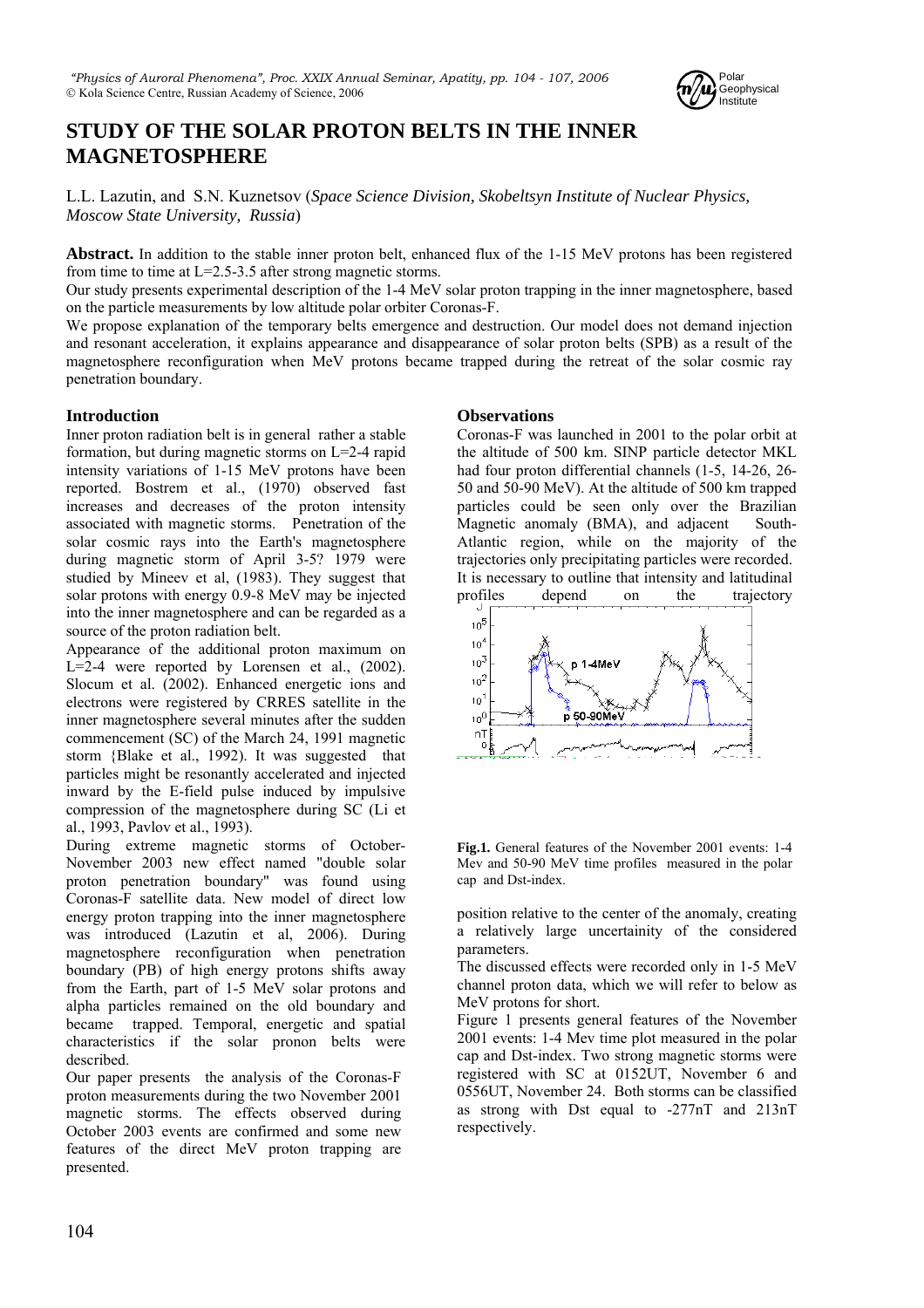# STUDY OF THE SOLAR PROTON BELTS IN THE INNER MAGNETOSPHERE

L.L. Lazutin, and S.N. Kuznetsov (*Space Science Division, Skobeltsyn Institute of Nuclear Physics, Moscow State University, Russia*)

**Abstract.** In addition to the stable inner proton belt, enhanced flux of the 1-15 MeV protons has been registered from time to time at L=2.5-3.5 after strong magnetic storms.

Our study presents experimental description of the 1-4 MeV solar proton trapping in the inner magnetosphere, based on the particle measurements by low altitude polar orbiter Coronas-F.

We propose explanation of the temporary belts emergence and destruction. Our model does not demand injection and resonant acceleration, it explains appearance and disappearance of solar proton belts (SPB) as a result of the magnetosphere reconfiguration when MeV protons became trapped during the retreat of the solar cosmic ray penetration boundary.

## Introduction

Inner proton radiation belt is in general rather a stable formation, but during magnetic storms on L=2-4 rapid intensity variations of 1-15 MeV protons have been reported. Bostrem et al., (1970) observed fast increases and decreases of the proton intensity associated with magnetic storms. Penetration of the solar cosmic rays into the Earth's magnetosphere during magnetic storm of April 3-5? 1979 were studied by Mineev et al, (1983). They suggest that solar protons with energy 0.9-8 MeV may be injected into the inner magnetosphere and can be regarded as a source of the proton radiation belt.

Appearance of the additional proton maximum on L=2-4 were reported by Lorensen et al., (2002). Slocum et al. (2002). Enhanced energetic ions and electrons were registered by CRRES satellite in the inner magnetosphere several minutes after the sudden commencement (SC) of the March 24, 1991 magnetic storm {Blake et al., 1992). It was suggested that particles might be resonantly accelerated and injected inward by the E-field pulse induced by impulsive compression of the magnetosphere during SC (Li et al., 1993, Pavlov et al., 1993).

During extreme magnetic storms of October-November 2003 new effect named "double solar proton penetration boundary" was found using Coronas-F satellite data. New model of direct low energy proton trapping into the inner magnetosphere was introduced (Lazutin et al, 2006). During magnetosphere reconfiguration when penetration boundary (PB) of high energy protons shifts away from the Earth, part of 1-5 MeV solar protons and alpha particles remained on the old boundary and became trapped. Temporal, energetic and spatial characteristics if the solar pronon belts were described.

Our paper presents the analysis of the Coronas-F proton measurements during the two November 2001 magnetic storms. The effects observed during October 2003 events are confirmed and some new features of the direct MeV proton trapping are presented.

## Observations

Coronas-F was launched in 2001 to the polar orbit at the altitude of 500 km. SINP particle detector MKL had four proton differential channels (1-5, 14-26, 26-50 and 50-90 MeV). At the altitude of 500 km trapped particles could be seen only over the Brazilian Magnetic anomaly (BMA), and adjacent South-Atlantic region, while on the majority of the trajectories only precipitating particles were recorded. It is necessary to outline that intensity and latitudinal profiles depend on the trajectory

**Fig.1.** General features of the November 2001 events: 1-4 Mev and 50-90 MeV time profiles measured in the polar cap and Dst-index.

position relative to the center of the anomaly, creating a relatively large uncertainty of the considered parameters.

The discussed effects were recorded only in 1-5 MeV channel proton data, which we will refer to below as MeV protons for short.

Figure 1 presents general features of the November 2001 events: 1-4 Mev time plot measured in the polar cap and Dst-index. Two strong magnetic storms were registered with SC at 0152UT, November 6 and 0556UT, November 24. Both storms can be classified as strong with Dst equal to -277nT and 213nT respectively.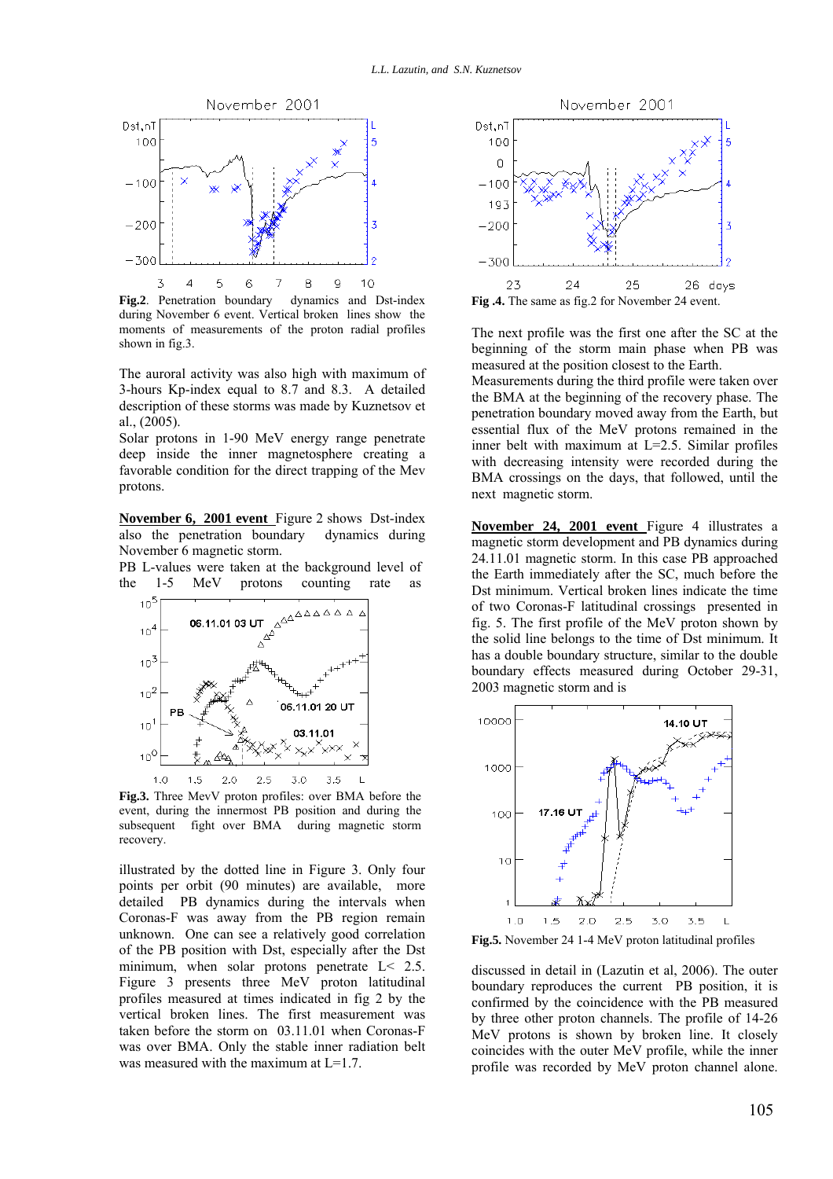Fig.2. Penetration boundary dynamics and Dst-index during November 6 event. Vertical broken lines show the moments of measurements of the proton radial profiles shown in fig.3.

The auroral activity was also high with maximum of 3-hours Kp-index equal to 8.7 and 8.3. A detailed description of these storms was made by Kuznetsov et al., (2005).

Solar protons in 1-90 MeV energy range penetrate deep inside the inner magnetosphere creating a favorable condition for the direct trapping of the Mev protons.

**November 6, 2001 event** Figure 2 shows Dst-index also the penetration boundary dynamics during November 6 magnetic storm.

PB L-values were taken at the background level of the 1-5 MeV protons counting rate as illustrated by the dotted line in Figure 3. Only four points per orbit (90 minutes) are available, more detailed PB dynamics during the intervals when Coronas-F was away from the PB region remain unknown. One can see a relatively good correlation of the PB position with Dst, especially after the Dst minimum, when solar protons penetrate L< 2.5.

Figure 3 presents three MeV proton latitudinal profiles measured at times indicated in fig 2 by the vertical broken lines. The first measurement was taken before the storm on 03.11.01 when Coronas-F was over BMA. Only the stable inner radiation belt was measured with the maximum at L=1.7.

Fig.3. Three MevV proton profiles: over BMA before the event, during the innermost PB position and during the subsequent fight over BMA during magnetic storm recovery.

Fig .4. The same as fig.2 for November 24 event.

The next profile was the first one after the SC at the beginning of the storm main phase when PB was measured at the position closest to the Earth.

Measurements during the third profile were taken over the BMA at the beginning of the recovery phase. The penetration boundary moved away from the Earth, but essential flux of the MeV protons remained in the inner belt with maximum at L=2.5. Similar profiles with decreasing intensity were recorded during the BMA crossings on the days, that followed, until the next magnetic storm.

**November 24, 2001 event** Figure 4 illustrates a magnetic storm development and PB dynamics during 24.11.01 magnetic storm. In this case PB approached the Earth immediately after the SC, much before the Dst minimum. Vertical broken lines indicate the time of two Coronas-F latitudinal crossings presented in fig. 5. The first profile of the MeV proton shown by the solid line belongs to the time of Dst minimum. It has a double boundary structure, similar to the double boundary effects measured during October 29-31, 2003 magnetic storm and is

Fig.5. November 24 1-4 MeV proton latitudinal profiles

discussed in detail in (Lazutin et al, 2006). The outer boundary reproduces the current PB position, it is confirmed by the coincidence with the PB measured by three other proton channels. The profile of 14-26 MeV protons is shown by broken line. It closely coincides with the outer MeV profile, while the inner profile was recorded by MeV proton channel alone.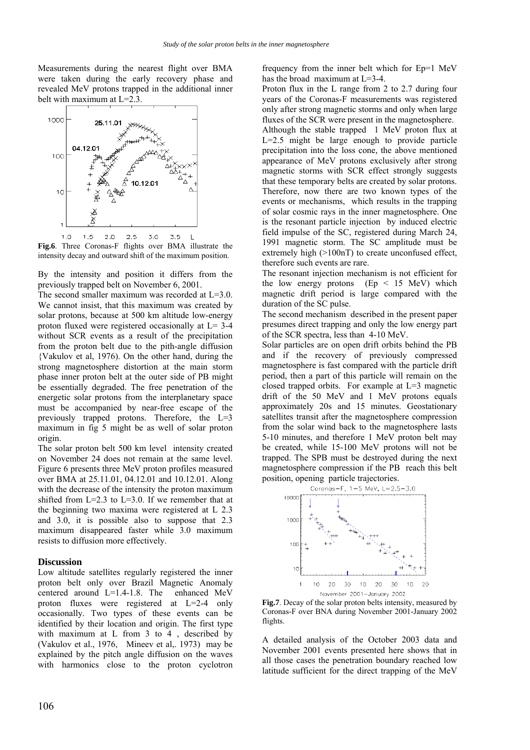Measurements during the nearest flight over BMA were taken during the early recovery phase and revealed MeV protons trapped in the additional inner belt with maximum at L=2.3.

**Fig.6**. Three Coronas-F flights over BMA illustrate the intensity decay and outward shift of the maximum position.

By the intensity and position it differs from the previously trapped belt on November 6, 2001.

The second smaller maximum was recorded at L=3.0. We cannot insist, that this maximum was created by solar protons, because at 500 km altitude low-energy proton fluxed were registered occasionally at L= 3-4 without SCR events as a result of the precipitation from the proton belt due to the pith-angle diffusion {Vakulov et al, 1976). On the other hand, during the strong magnetosphere distortion at the main storm phase inner proton belt at the outer side of PB might be essentially degraded. The free penetration of the energetic solar protons from the interplanetary space must be accompanied by near-free escape of the previously trapped protons. Therefore, the L=3 maximum in fig 5 might be as well of solar proton origin.

The solar proton belt 500 km level intensity created on November 24 does not remain at the same level. Figure 6 presents three MeV proton profiles measured over BMA at 25.11.01, 04.12.01 and 10.12.01. Along with the decrease of the intensity the proton maximum shifted from L=2.3 to L=3.0. If we remember that at the beginning two maxima were registered at L 2.3 and 3.0, it is possible also to suppose that 2.3 maximum disappeared faster while 3.0 maximum resists to diffusion more effectively.

## Discussion

Low altitude satellites regularly registered the inner proton belt only over Brazil Magnetic Anomaly centered around L=1.4-1.8. The enhanced MeV proton fluxes were registered at L=2-4 only occasionally. Two types of these events can be identified by their location and origin. The first type with maximum at L from 3 to 4 , described by (Vakulov et al., 1976, Mineev et al,. 1973) may be explained by the pitch angle diffusion on the waves with harmonics close to the proton cyclotron frequency from the inner belt which for Ep=1 MeV has the broad maximum at L=3-4.

Proton flux in the L range from 2 to 2.7 during four years of the Coronas-F measurements was registered only after strong magnetic storms and only when large fluxes of the SCR were present in the magnetosphere.

Although the stable trapped 1 MeV proton flux at L=2.5 might be large enough to provide particle precipitation into the loss cone, the above mentioned appearance of MeV protons exclusively after strong magnetic storms with SCR effect strongly suggests that these temporary belts are created by solar protons. Therefore, now there are two known types of the events or mechanisms, which results in the trapping of solar cosmic rays in the inner magnetosphere. One is the resonant particle injection by induced electric field impulse of the SC, registered during March 24, 1991 magnetic storm. The SC amplitude must be extremely high (>100nT) to create unconfused effect, therefore such events are rare.

The resonant injection mechanism is not efficient for the low energy protons (Ep < 15 MeV) which magnetic drift period is large compared with the duration of the SC pulse.

The second mechanism described in the present paper presumes direct trapping and only the low energy part of the SCR spectra, less than 4-10 MeV.

Solar particles are on open drift orbits behind the PB and if the recovery of previously compressed magnetosphere is fast compared with the particle drift period, then a part of this particle will remain on the closed trapped orbits. For example at L=3 magnetic drift of the 50 MeV and 1 MeV protons equals approximately 20s and 15 minutes. Geostationary satellites transit after the magnetosphere compression from the solar wind back to the magnetosphere lasts 5-10 minutes, and therefore 1 MeV proton belt may be created, while 15-100 MeV protons will not be trapped. The SPB must be destroyed during the next magnetosphere compression if the PB reach this belt position, opening particle trajectories.

**Fig.7**. Decay of the solar proton belts intensity, measured by Coronas-F over BNA during November 2001-January 2002 flights.

A detailed analysis of the October 2003 data and November 2001 events presented here shows that in all those cases the penetration boundary reached low latitude sufficient for the direct trapping of the MeV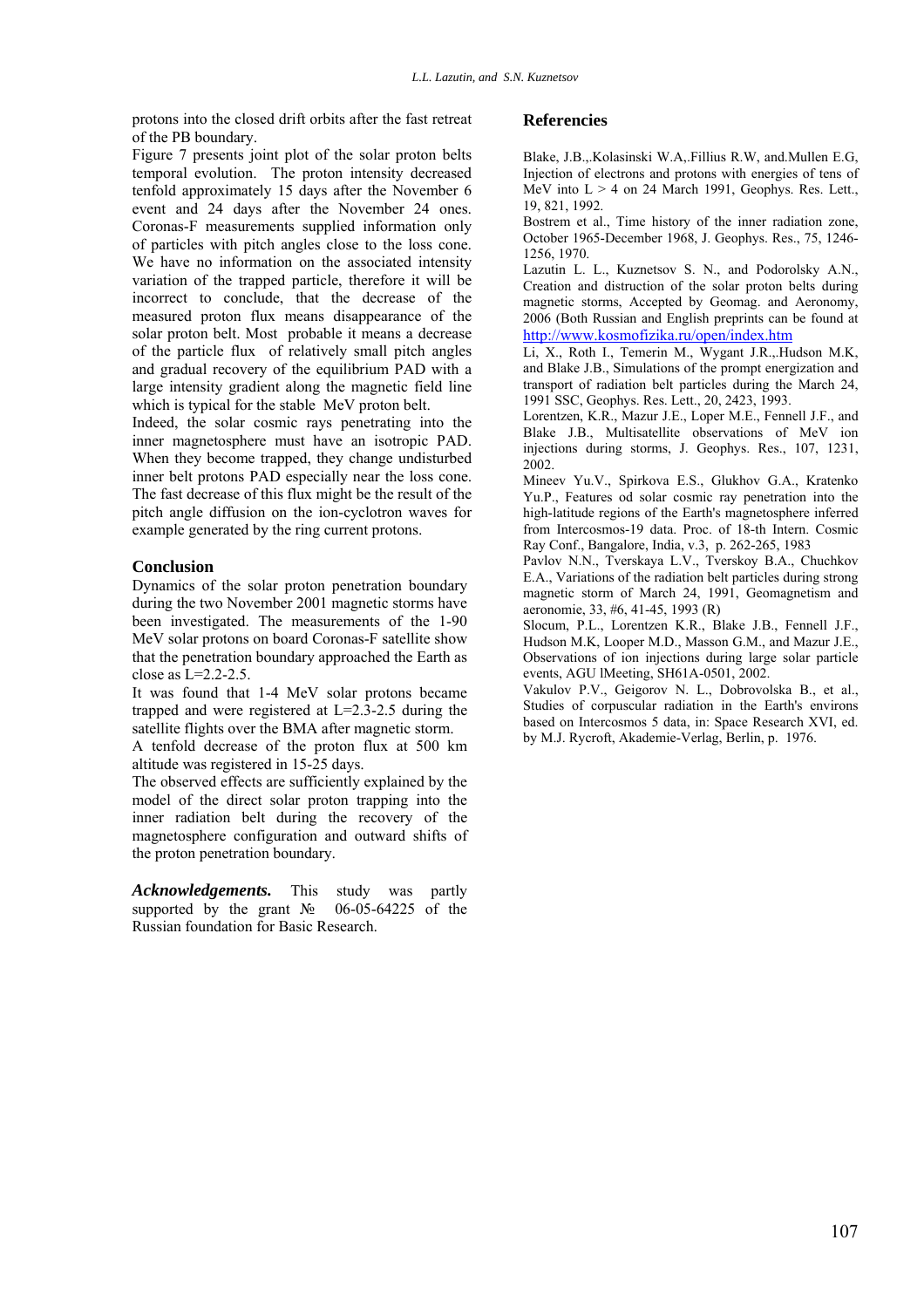protons into the closed drift orbits after the fast retreat of the PB boundary.

Figure 7 presents joint plot of the solar proton belts temporal evolution. The proton intensity decreased tenfold approximately 15 days after the November 6 event and 24 days after the November 24 ones. Coronas-F measurements supplied information only of particles with pitch angles close to the loss cone. We have no information on the associated intensity variation of the trapped particle, therefore it will be incorrect to conclude, that the decrease of the measured proton flux means disappearance of the solar proton belt. Most probable it means a decrease of the particle flux of relatively small pitch angles and gradual recovery of the equilibrium PAD with a large intensity gradient along the magnetic field line which is typical for the stable MeV proton belt.

Indeed, the solar cosmic rays penetrating into the inner magnetosphere must have an isotropic PAD. When they become trapped, they change undisturbed inner belt protons PAD especially near the loss cone. The fast decrease of this flux might be the result of the pitch angle diffusion on the ion-cyclotron waves for example generated by the ring current protons.

## Conclusion

Dynamics of the solar proton penetration boundary during the two November 2001 magnetic storms have been investigated. The measurements of the 1-90 MeV solar protons on board Coronas-F satellite show that the penetration boundary approached the Earth as close as L=2.2-2.5.

It was found that 1-4 MeV solar protons became trapped and were registered at L=2.3-2.5 during the satellite flights over the BMA after magnetic storm.

A tenfold decrease of the proton flux at 500 km altitude was registered in 15-25 days.

The observed effects are sufficiently explained by the model of the direct solar proton trapping into the inner radiation belt during the recovery of the magnetosphere configuration and outward shifts of the proton penetration boundary.

***Acknowledgements.*** This study was partly supported by the grant № 06-05-64225 of the Russian foundation for Basic Research.

## Referencies

Blake, J.B.,.Kolasinski W.A,.Fillius R.W, and.Mullen E.G, Injection of electrons and protons with energies of tens of MeV into L > 4 on 24 March 1991, Geophys. Res. Lett., 19, 821, 1992.

Bostrem et al., Time history of the inner radiation zone, October 1965-December 1968, J. Geophys. Res., 75, 1246-1256, 1970.

Lazutin L. L., Kuznetsov S. N., and Podorolsky A.N., Creation and distruction of the solar proton belts during magnetic storms, Accepted by Geomag. and Aeronomy, 2006 (Both Russian and English preprints can be found at http://www.kosmofizika.ru/open/index.htm

Li, X., Roth I., Temerin M., Wygant J.R.,.Hudson M.K, and Blake J.B., Simulations of the prompt energization and transport of radiation belt particles during the March 24, 1991 SSC, Geophys. Res. Lett., 20, 2423, 1993.

Lorentzen, K.R., Mazur J.E., Loper M.E., Fennell J.F., and Blake J.B., Multisatellite observations of MeV ion injections during storms, J. Geophys. Res., 107, 1231, 2002.

Mineev Yu.V., Spirkova E.S., Glukhov G.A., Kratenko Yu.P., Features od solar cosmic ray penetration into the high-latitude regions of the Earth's magnetosphere inferred from Intercosmos-19 data. Proc. of 18-th Intern. Cosmic Ray Conf., Bangalore, India, v.3, p. 262-265, 1983

Pavlov N.N., Tverskaya L.V., Tverskoy B.A., Chuchkov E.A., Variations of the radiation belt particles during strong magnetic storm of March 24, 1991, Geomagnetism and aeronomie, 33, #6, 41-45, 1993 (R)

Slocum, P.L., Lorentzen K.R., Blake J.B., Fennell J.F., Hudson M.K, Looper M.D., Masson G.M., and Mazur J.E., Observations of ion injections during large solar particle events, AGU lMeeting, SH61A-0501, 2002.

Vakulov P.V., Geigorov N. L., Dobrovolska B., et al., Studies of corpuscular radiation in the Earth's environs based on Intercosmos 5 data, in: Space Research XVI, ed. by M.J. Rycroft, Akademie-Verlag, Berlin, p. 1976.